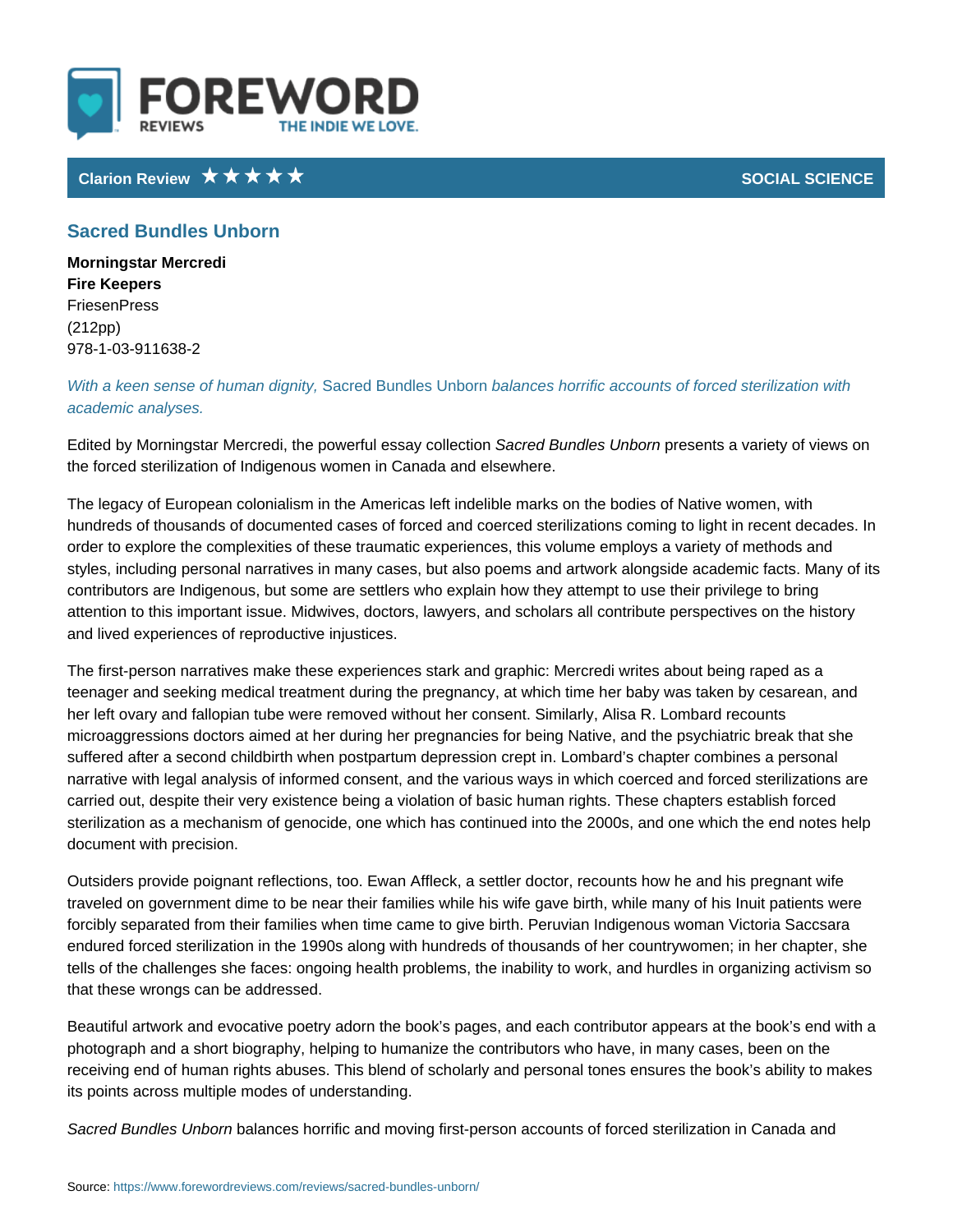Clarion Review ★★★★★ SOCIAL SCIENCE

# Sacred Bundles Unborn

**Morningstar Mercredi**
**Fire Keepers**
FriesenPress
(212pp)
978-1-03-911638-2

*With a keen sense of human dignity,* Sacred Bundles Unborn *balances horrific accounts of forced sterilization with academic analyses.*

Edited by Morningstar Mercredi, the powerful essay collection *Sacred Bundles Unborn* presents a variety of views on the forced sterilization of Indigenous women in Canada and elsewhere.

The legacy of European colonialism in the Americas left indelible marks on the bodies of Native women, with hundreds of thousands of documented cases of forced and coerced sterilizations coming to light in recent decades. In order to explore the complexities of these traumatic experiences, this volume employs a variety of methods and styles, including personal narratives in many cases, but also poems and artwork alongside academic facts. Many of its contributors are Indigenous, but some are settlers who explain how they attempt to use their privilege to bring attention to this important issue. Midwives, doctors, lawyers, and scholars all contribute perspectives on the history and lived experiences of reproductive injustices.

The first-person narratives make these experiences stark and graphic: Mercredi writes about being raped as a teenager and seeking medical treatment during the pregnancy, at which time her baby was taken by cesarean, and her left ovary and fallopian tube were removed without her consent. Similarly, Alisa R. Lombard recounts microaggressions doctors aimed at her during her pregnancies for being Native, and the psychiatric break that she suffered after a second childbirth when postpartum depression crept in. Lombard's chapter combines a personal narrative with legal analysis of informed consent, and the various ways in which coerced and forced sterilizations are carried out, despite their very existence being a violation of basic human rights. These chapters establish forced sterilization as a mechanism of genocide, one which has continued into the 2000s, and one which the end notes help document with precision.

Outsiders provide poignant reflections, too. Ewan Affleck, a settler doctor, recounts how he and his pregnant wife traveled on government dime to be near their families while his wife gave birth, while many of his Inuit patients were forcibly separated from their families when time came to give birth. Peruvian Indigenous woman Victoria Saccsara endured forced sterilization in the 1990s along with hundreds of thousands of her countrywomen; in her chapter, she tells of the challenges she faces: ongoing health problems, the inability to work, and hurdles in organizing activism so that these wrongs can be addressed.

Beautiful artwork and evocative poetry adorn the book's pages, and each contributor appears at the book's end with a photograph and a short biography, helping to humanize the contributors who have, in many cases, been on the receiving end of human rights abuses. This blend of scholarly and personal tones ensures the book's ability to makes its points across multiple modes of understanding.

*Sacred Bundles Unborn* balances horrific and moving first-person accounts of forced sterilization in Canada and

Source: https://www.forewordreviews.com/reviews/sacred-bundles-unborn/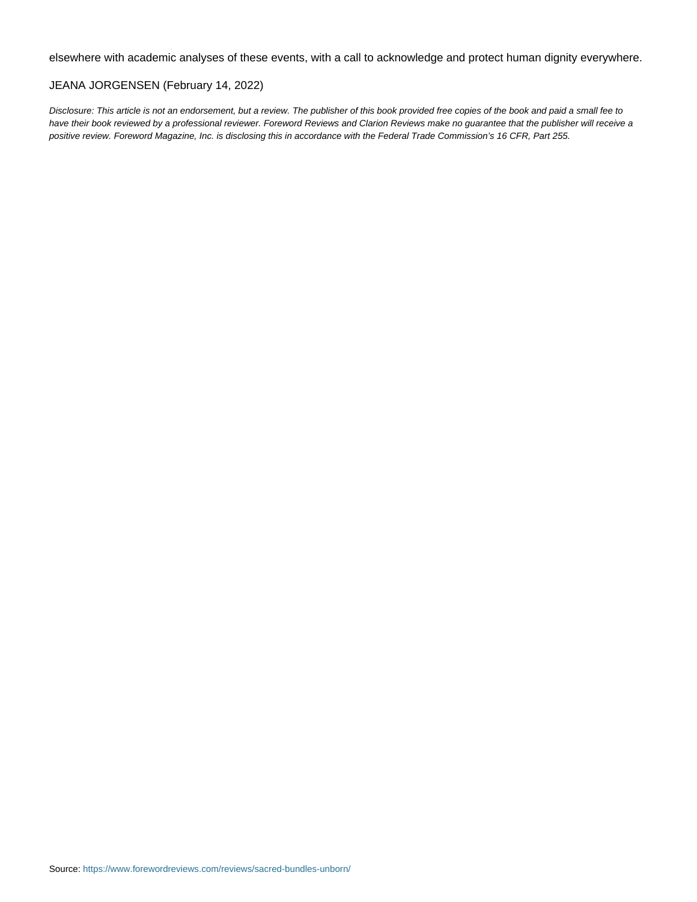elsewhere with academic analyses of these events, with a call to acknowledge and protect human dignity everywhere.

JEANA JORGENSEN (February 14, 2022)

*Disclosure: This article is not an endorsement, but a review. The publisher of this book provided free copies of the book and paid a small fee to have their book reviewed by a professional reviewer. Foreword Reviews and Clarion Reviews make no guarantee that the publisher will receive a positive review. Foreword Magazine, Inc. is disclosing this in accordance with the Federal Trade Commission's 16 CFR, Part 255.*

Source: https://www.forewordreviews.com/reviews/sacred-bundles-unborn/